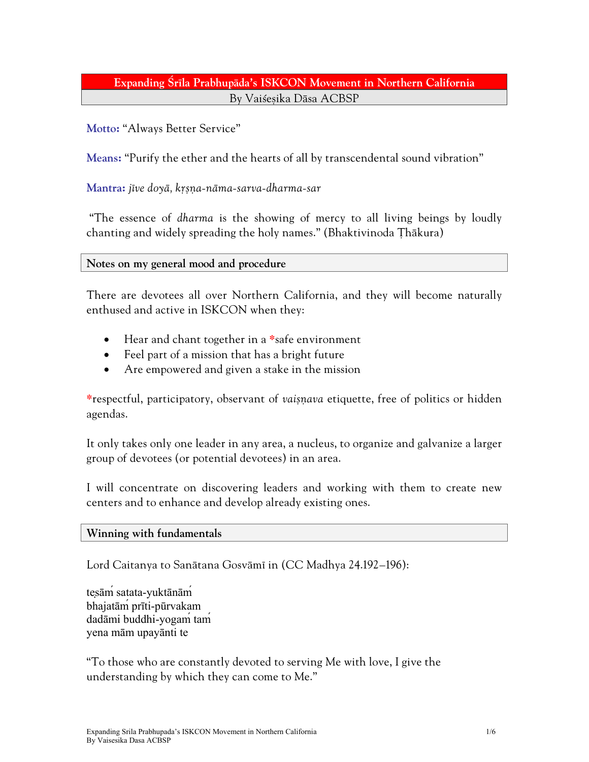# Expanding Śrīla Prabhupāda's ISKCON Movement in Northern California

By Vaiśeṣika Dāsa ACBSP

**Motto:** "Always Better Service"

**Means:** "Purify the ether and the hearts of all by transcendental sound vibration"

**Mantra:** *jīve doyā, kṛṣṇa-nāma-sarva-dharma-sar*

"The essence of *dharma* is the showing of mercy to all living beings by loudly chanting and widely spreading the holy names." (Bhaktivinoda Ṭhākura)

## Notes on my general mood and procedure

There are devotees all over Northern California, and they will become naturally enthused and active in ISKCON when they:

- Hear and chant together in a *safe environment
- Feel part of a mission that has a bright future
- Are empowered and given a stake in the mission

*respectful, participatory, observant of *vaiṣṇava* etiquette, free of politics or hidden agendas.

It only takes only one leader in any area, a nucleus, to organize and galvanize a larger group of devotees (or potential devotees) in an area.

I will concentrate on discovering leaders and working with them to create new centers and to enhance and develop already existing ones.

## Winning with fundamentals

Lord Caitanya to Sanātana Gosvāmī in (CC Madhya 24.192–196):

teṣāṁ satata-yuktānāṁ
bhajatāṁ prīti-pūrvakam
dadāmi buddhi-yogaṁ taṁ
yena mām upayānti te

"To those who are constantly devoted to serving Me with love, I give the understanding by which they can come to Me."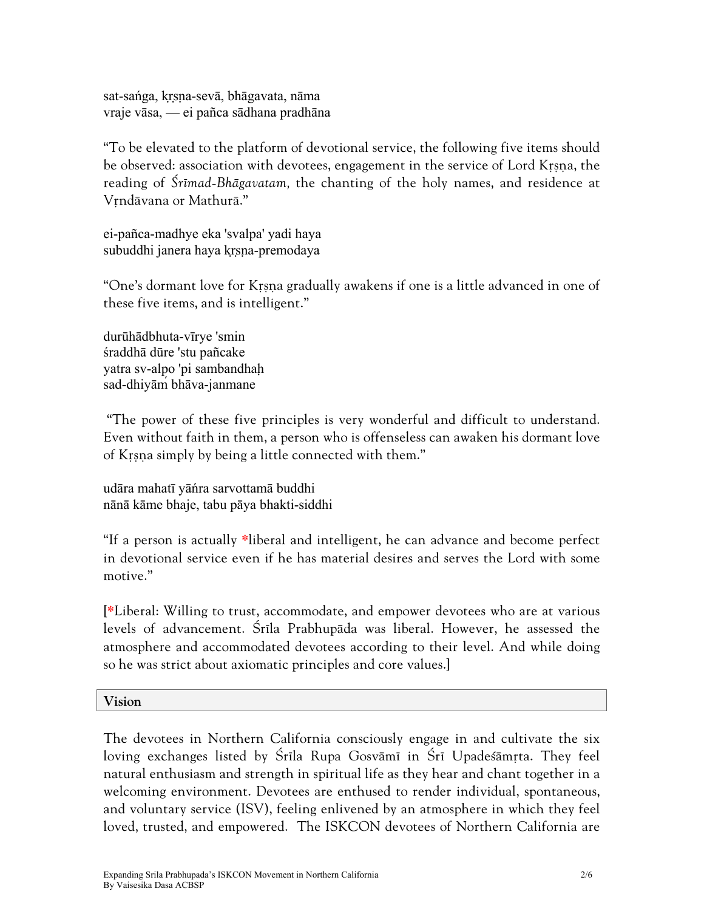sat-saṅga, kṛṣṇa-sevā, bhāgavata, nāma
vraje vāsa, — ei pañca sādhana pradhāna

"To be elevated to the platform of devotional service, the following five items should be observed: association with devotees, engagement in the service of Lord Kṛṣṇa, the reading of *Śrīmad-Bhāgavatam,* the chanting of the holy names, and residence at Vṛndāvana or Mathurā."

ei-pañca-madhye eka 'svalpa' yadi haya
subuddhi janera haya kṛṣṇa-premodaya

"One's dormant love for Kṛṣṇa gradually awakens if one is a little advanced in one of these five items, and is intelligent."

durūhādbhuta-vīrye 'smin
śraddhā dūre 'stu pañcake
yatra sv-alpo 'pi sambandhaḥ
sad-dhiyāṁ bhāva-janmane

"The power of these five principles is very wonderful and difficult to understand. Even without faith in them, a person who is offenseless can awaken his dormant love of Kṛṣṇa simply by being a little connected with them."

udāra mahatī yāṅra sarvottamā buddhi
nānā kāme bhaje, tabu pāya bhakti-siddhi

"If a person is actually *liberal and intelligent, he can advance and become perfect in devotional service even if he has material desires and serves the Lord with some motive."

[*Liberal: Willing to trust, accommodate, and empower devotees who are at various levels of advancement. Śrīla Prabhupāda was liberal. However, he assessed the atmosphere and accommodated devotees according to their level. And while doing so he was strict about axiomatic principles and core values.]

## Vision

The devotees in Northern California consciously engage in and cultivate the six loving exchanges listed by Śrīla Rupa Gosvāmī in Śrī Upadeśāmṛta. They feel natural enthusiasm and strength in spiritual life as they hear and chant together in a welcoming environment. Devotees are enthused to render individual, spontaneous, and voluntary service (ISV), feeling enlivened by an atmosphere in which they feel loved, trusted, and empowered. The ISKCON devotees of Northern California are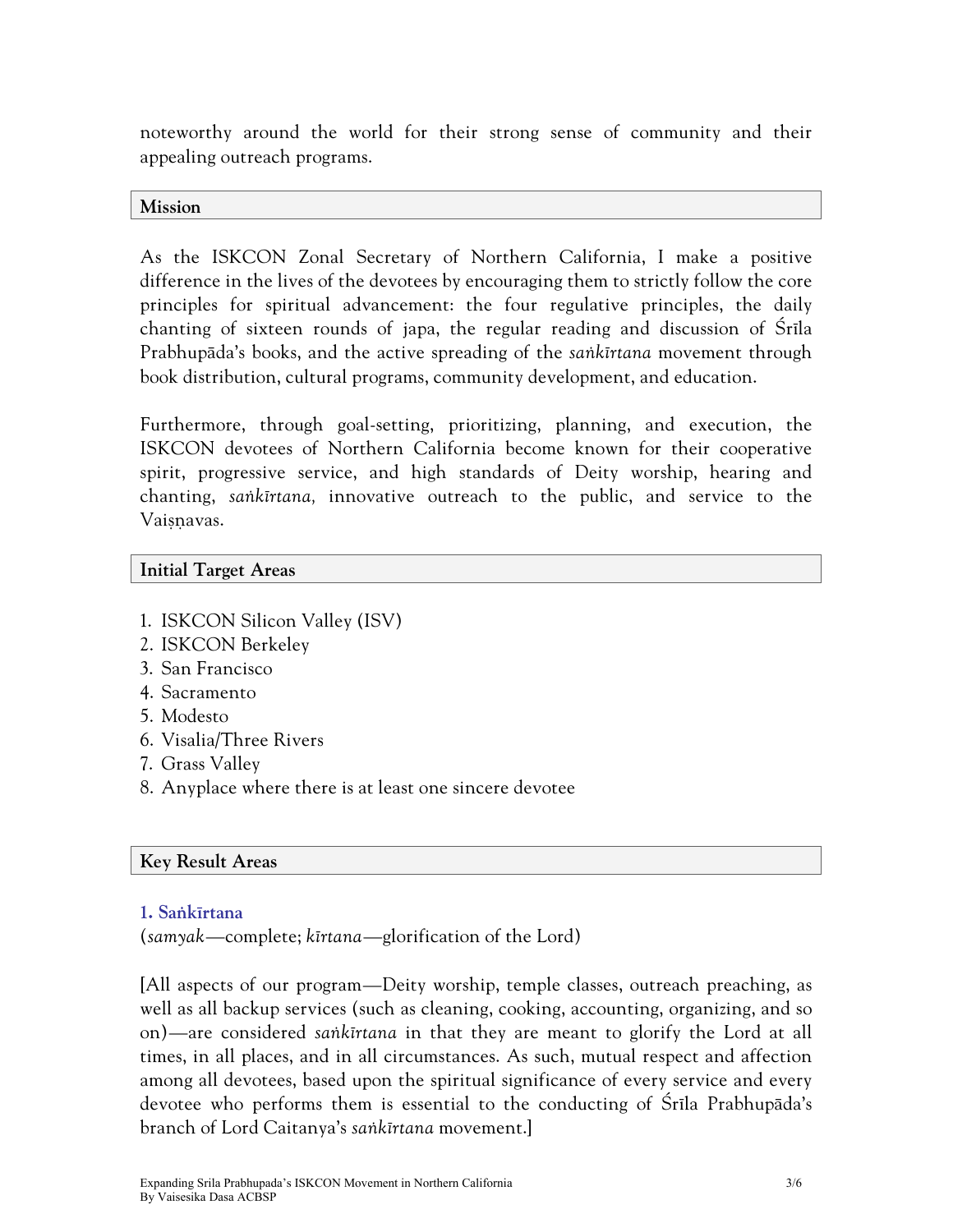noteworthy around the world for their strong sense of community and their appealing outreach programs.

## Mission

As the ISKCON Zonal Secretary of Northern California, I make a positive difference in the lives of the devotees by encouraging them to strictly follow the core principles for spiritual advancement: the four regulative principles, the daily chanting of sixteen rounds of japa, the regular reading and discussion of Śrīla Prabhupāda's books, and the active spreading of the *saṅkīrtana* movement through book distribution, cultural programs, community development, and education.

Furthermore, through goal-setting, prioritizing, planning, and execution, the ISKCON devotees of Northern California become known for their cooperative spirit, progressive service, and high standards of Deity worship, hearing and chanting, *saṅkīrtana,* innovative outreach to the public, and service to the Vaiṣṇavas.

## Initial Target Areas

1. ISKCON Silicon Valley (ISV)
2. ISKCON Berkeley
3. San Francisco
4. Sacramento
5. Modesto
6. Visalia/Three Rivers
7. Grass Valley
8. Anyplace where there is at least one sincere devotee

## Key Result Areas

### 1. Saṅkīrtana

(*samyak*—complete; *kīrtana*—glorification of the Lord)

[All aspects of our program—Deity worship, temple classes, outreach preaching, as well as all backup services (such as cleaning, cooking, accounting, organizing, and so on)—are considered *saṅkīrtana* in that they are meant to glorify the Lord at all times, in all places, and in all circumstances. As such, mutual respect and affection among all devotees, based upon the spiritual significance of every service and every devotee who performs them is essential to the conducting of Śrīla Prabhupāda's branch of Lord Caitanya's *saṅkīrtana* movement.]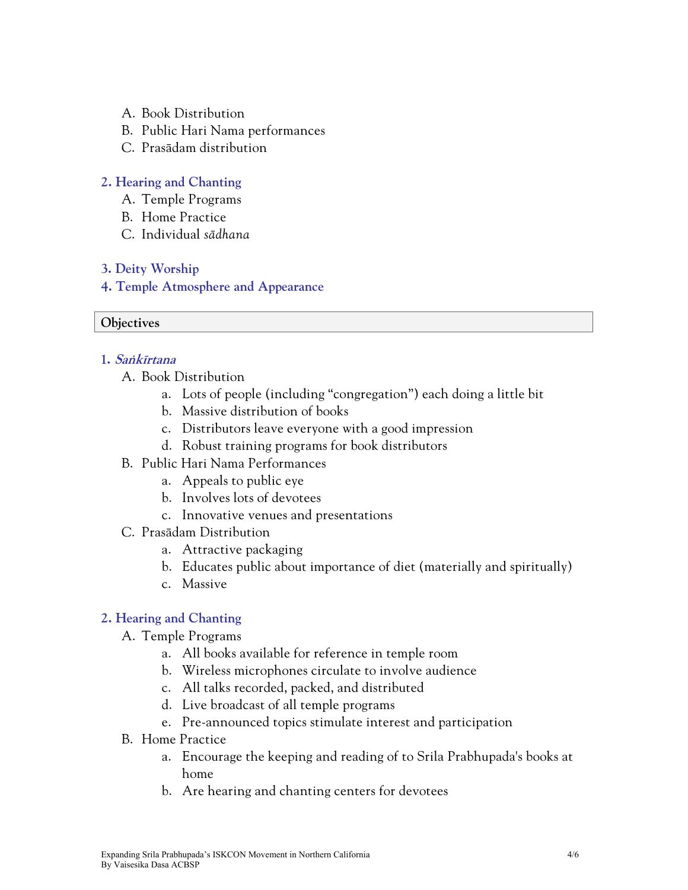A. Book Distribution
B. Public Hari Nama performances
C. Prasādam distribution

### 2. Hearing and Chanting

A. Temple Programs
B. Home Practice
C. Individual *sādhana*

### 3. Deity Worship

### 4. Temple Atmosphere and Appearance

## Objectives

### 1. *Saṅkīrtana*

A. Book Distribution
   a. Lots of people (including "congregation") each doing a little bit
   b. Massive distribution of books
   c. Distributors leave everyone with a good impression
   d. Robust training programs for book distributors

B. Public Hari Nama Performances
   a. Appeals to public eye
   b. Involves lots of devotees
   c. Innovative venues and presentations

C. Prasādam Distribution
   a. Attractive packaging
   b. Educates public about importance of diet (materially and spiritually)
   c. Massive

### 2. Hearing and Chanting

A. Temple Programs
   a. All books available for reference in temple room
   b. Wireless microphones circulate to involve audience
   c. All talks recorded, packed, and distributed
   d. Live broadcast of all temple programs
   e. Pre-announced topics stimulate interest and participation

B. Home Practice
   a. Encourage the keeping and reading of to Srila Prabhupada's books at home
   b. Are hearing and chanting centers for devotees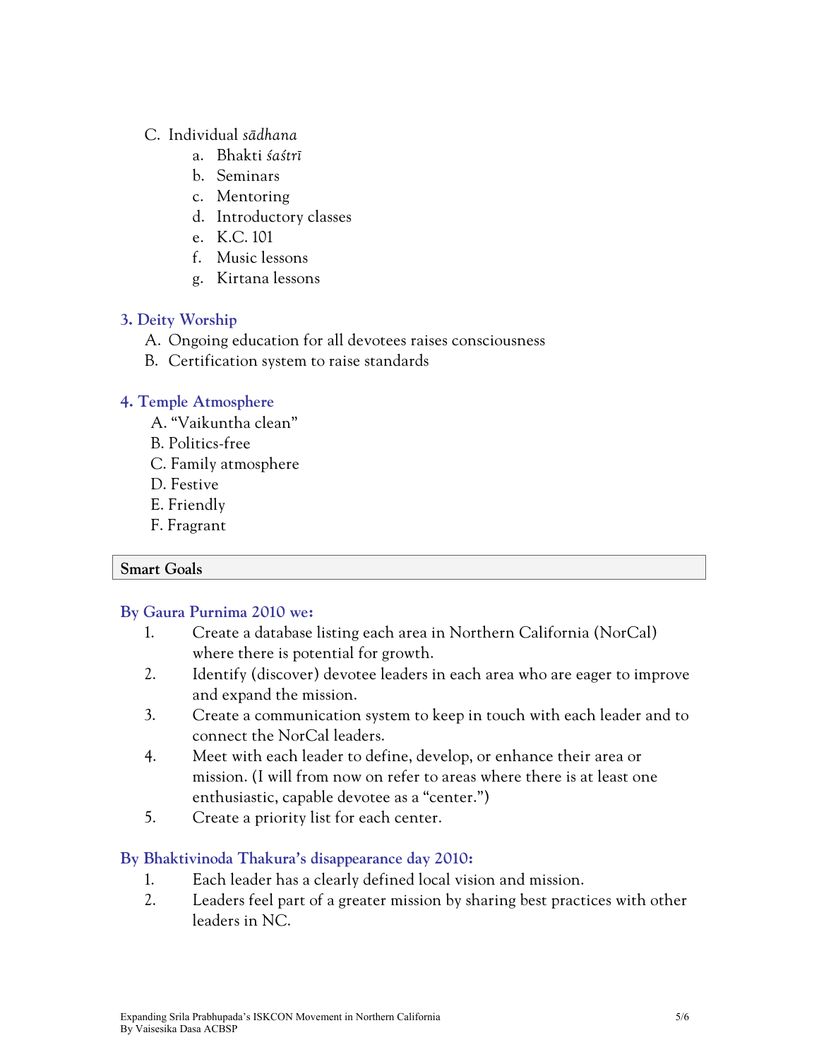C. Individual *sādhana*
   a. Bhakti *śaśtrī*
   b. Seminars
   c. Mentoring
   d. Introductory classes
   e. K.C. 101
   f. Music lessons
   g. Kirtana lessons

### 3. Deity Worship

A. Ongoing education for all devotees raises consciousness
B. Certification system to raise standards

### 4. Temple Atmosphere

A. "Vaikuntha clean"
B. Politics-free
C. Family atmosphere
D. Festive
E. Friendly
F. Fragrant

## Smart Goals

### By Gaura Purnima 2010 we:

1. Create a database listing each area in Northern California (NorCal) where there is potential for growth.
2. Identify (discover) devotee leaders in each area who are eager to improve and expand the mission.
3. Create a communication system to keep in touch with each leader and to connect the NorCal leaders.
4. Meet with each leader to define, develop, or enhance their area or mission. (I will from now on refer to areas where there is at least one enthusiastic, capable devotee as a "center.")
5. Create a priority list for each center.

### By Bhaktivinoda Thakura's disappearance day 2010:

1. Each leader has a clearly defined local vision and mission.
2. Leaders feel part of a greater mission by sharing best practices with other leaders in NC.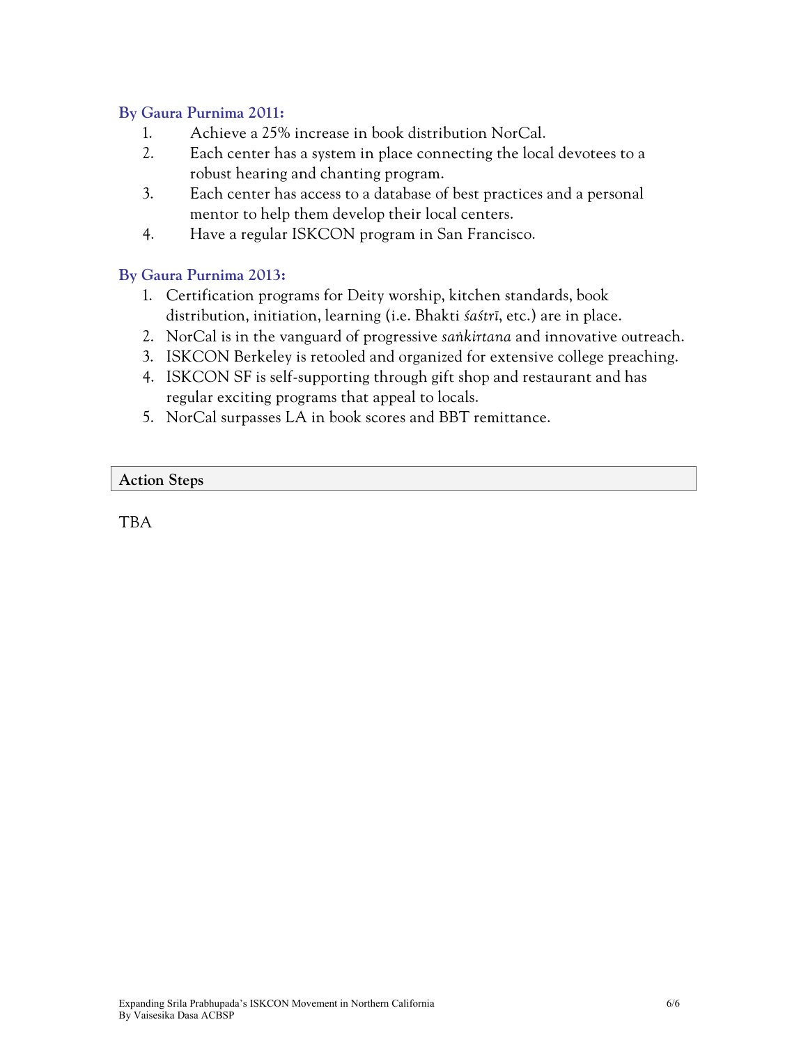### By Gaura Purnima 2011:

1. Achieve a 25% increase in book distribution NorCal.
2. Each center has a system in place connecting the local devotees to a robust hearing and chanting program.
3. Each center has access to a database of best practices and a personal mentor to help them develop their local centers.
4. Have a regular ISKCON program in San Francisco.

### By Gaura Purnima 2013:

1. Certification programs for Deity worship, kitchen standards, book distribution, initiation, learning (i.e. Bhakti *śaśtrī*, etc.) are in place.
2. NorCal is in the vanguard of progressive *saṅkirtana* and innovative outreach.
3. ISKCON Berkeley is retooled and organized for extensive college preaching.
4. ISKCON SF is self-supporting through gift shop and restaurant and has regular exciting programs that appeal to locals.
5. NorCal surpasses LA in book scores and BBT remittance.

## Action Steps

TBA